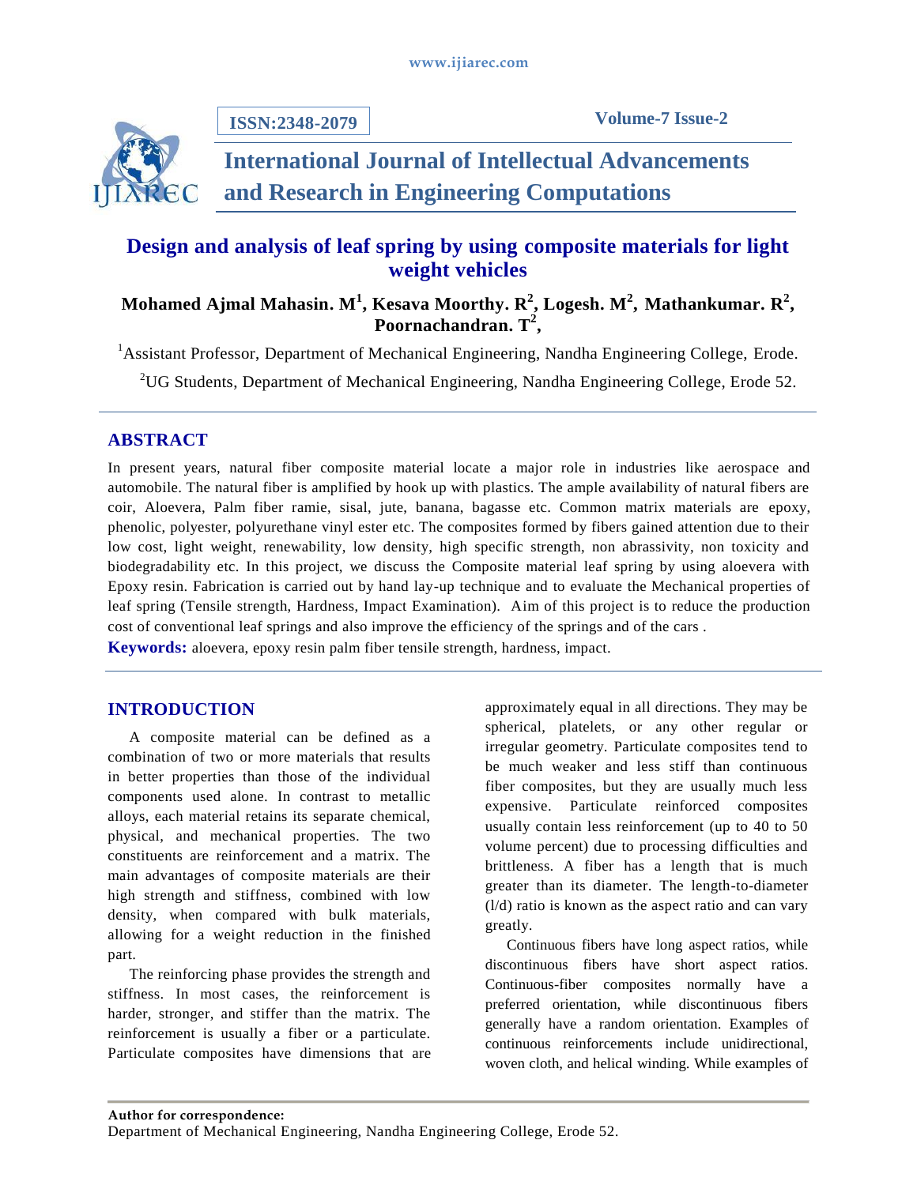# Design and analysis of leaf spring by using composite materials for light weight vehicles

**Mohamed Ajmal Mahasin. M[1], Kesava Moorthy. R[2], Logesh. M[2], Mathankumar. R[2], Poornachandran. T[2],**

[1]Assistant Professor, Department of Mechanical Engineering, Nandha Engineering College, Erode.

[2]UG Students, Department of Mechanical Engineering, Nandha Engineering College, Erode 52.

## ABSTRACT

In present years, natural fiber composite material locate a major role in industries like aerospace and automobile. The natural fiber is amplified by hook up with plastics. The ample availability of natural fibers are coir, Aloevera, Palm fiber ramie, sisal, jute, banana, bagasse etc. Common matrix materials are epoxy, phenolic, polyester, polyurethane vinyl ester etc. The composites formed by fibers gained attention due to their low cost, light weight, renewability, low density, high specific strength, non abrassivity, non toxicity and biodegradability etc. In this project, we discuss the Composite material leaf spring by using aloevera with Epoxy resin. Fabrication is carried out by hand lay-up technique and to evaluate the Mechanical properties of leaf spring (Tensile strength, Hardness, Impact Examination). Aim of this project is to reduce the production cost of conventional leaf springs and also improve the efficiency of the springs and of the cars .

**Keywords:** aloevera, epoxy resin palm fiber tensile strength, hardness, impact.

## INTRODUCTION

A composite material can be defined as a combination of two or more materials that results in better properties than those of the individual components used alone. In contrast to metallic alloys, each material retains its separate chemical, physical, and mechanical properties. The two constituents are reinforcement and a matrix. The main advantages of composite materials are their high strength and stiffness, combined with low density, when compared with bulk materials, allowing for a weight reduction in the finished part.

The reinforcing phase provides the strength and stiffness. In most cases, the reinforcement is harder, stronger, and stiffer than the matrix. The reinforcement is usually a fiber or a particulate. Particulate composites have dimensions that are approximately equal in all directions. They may be spherical, platelets, or any other regular or irregular geometry. Particulate composites tend to be much weaker and less stiff than continuous fiber composites, but they are usually much less expensive. Particulate reinforced composites usually contain less reinforcement (up to 40 to 50 volume percent) due to processing difficulties and brittleness. A fiber has a length that is much greater than its diameter. The length-to-diameter (l/d) ratio is known as the aspect ratio and can vary greatly.

Continuous fibers have long aspect ratios, while discontinuous fibers have short aspect ratios. Continuous-fiber composites normally have a preferred orientation, while discontinuous fibers generally have a random orientation. Examples of continuous reinforcements include unidirectional, woven cloth, and helical winding. While examples of

**Author for correspondence:**
Department of Mechanical Engineering, Nandha Engineering College, Erode 52.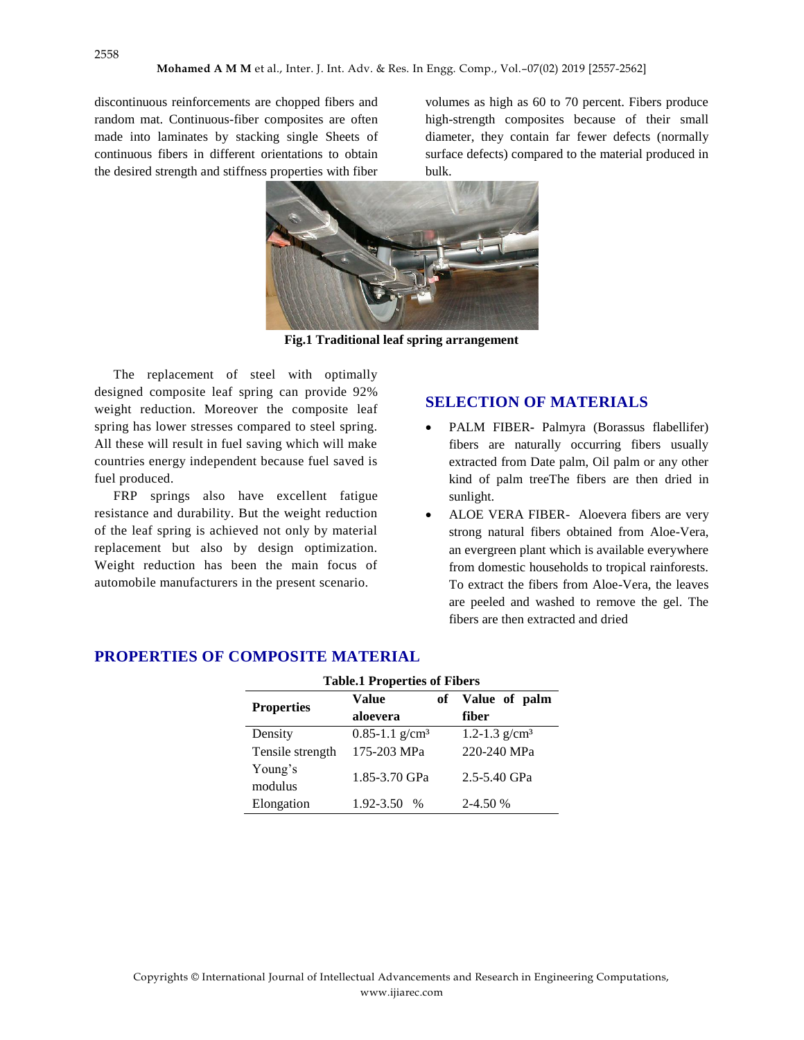discontinuous reinforcements are chopped fibers and random mat. Continuous-fiber composites are often made into laminates by stacking single Sheets of continuous fibers in different orientations to obtain the desired strength and stiffness properties with fiber volumes as high as 60 to 70 percent. Fibers produce high-strength composites because of their small diameter, they contain far fewer defects (normally surface defects) compared to the material produced in bulk.

**Fig.1 Traditional leaf spring arrangement**

The replacement of steel with optimally designed composite leaf spring can provide 92% weight reduction. Moreover the composite leaf spring has lower stresses compared to steel spring. All these will result in fuel saving which will make countries energy independent because fuel saved is fuel produced.

FRP springs also have excellent fatigue resistance and durability. But the weight reduction of the leaf spring is achieved not only by material replacement but also by design optimization. Weight reduction has been the main focus of automobile manufacturers in the present scenario.

## SELECTION OF MATERIALS

- PALM FIBER- Palmyra (Borassus flabellifer) fibers are naturally occurring fibers usually extracted from Date palm, Oil palm or any other kind of palm treeThe fibers are then dried in sunlight.
- ALOE VERA FIBER- Aloevera fibers are very strong natural fibers obtained from Aloe-Vera, an evergreen plant which is available everywhere from domestic households to tropical rainforests. To extract the fibers from Aloe-Vera, the leaves are peeled and washed to remove the gel. The fibers are then extracted and dried

## PROPERTIES OF COMPOSITE MATERIAL

**Table.1 Properties of Fibers**

| Properties | Value of aloevera | Value of palm fiber |
|---|---|---|
| Density | 0.85-1.1 g/cm³ | 1.2-1.3 g/cm³ |
| Tensile strength | 175-203 MPa | 220-240 MPa |
| Young's modulus | 1.85-3.70 GPa | 2.5-5.40 GPa |
| Elongation | 1.92-3.50 % | 2-4.50 % |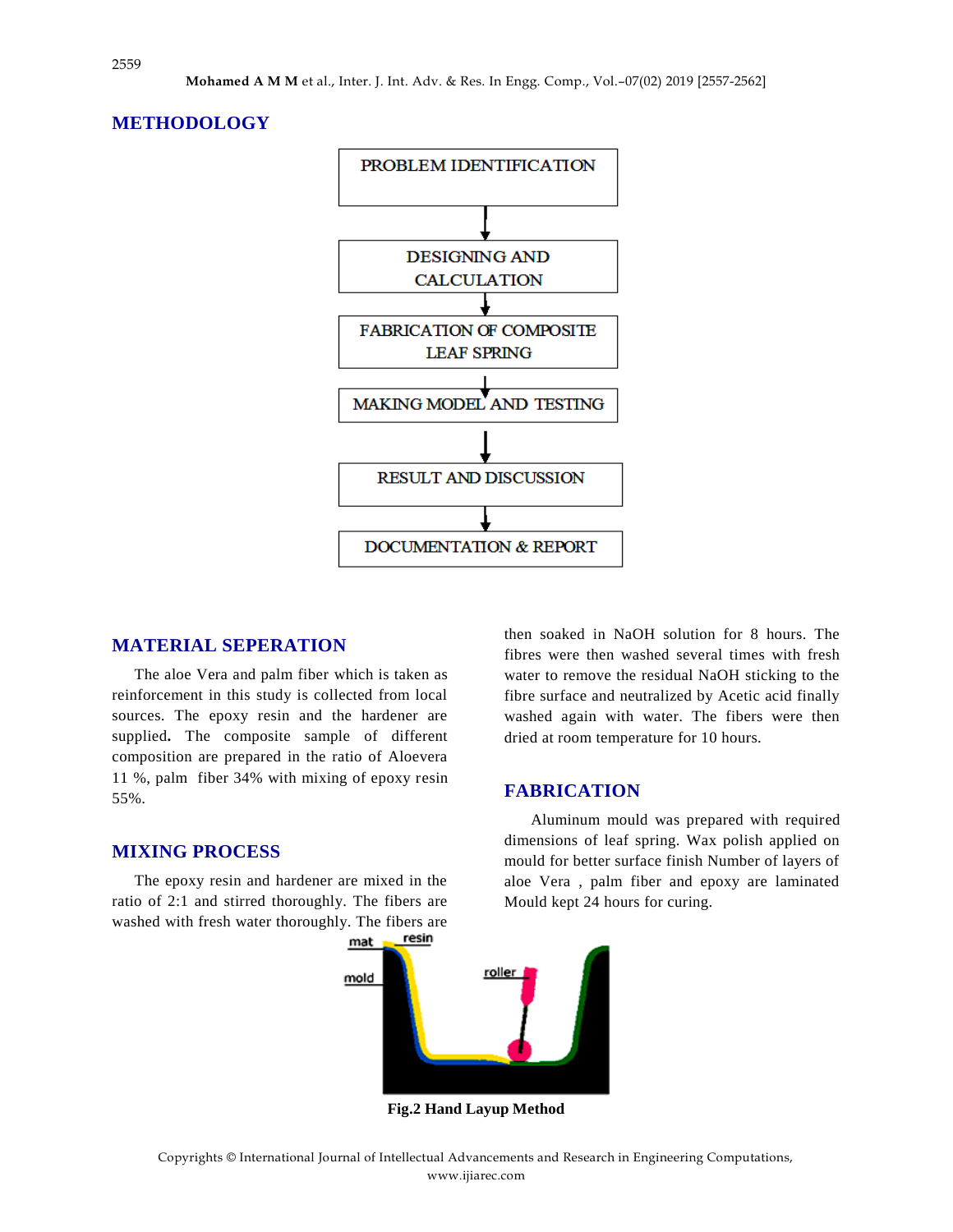## METHODOLOGY

PROBLEM IDENTIFICATION
↓
DESIGNING AND CALCULATION
↓
FABRICATION OF COMPOSITE LEAF SPRING
↓
MAKING MODEL AND TESTING
↓
RESULT AND DISCUSSION
↓
DOCUMENTATION & REPORT

## MATERIAL SEPERATION

The aloe Vera and palm fiber which is taken as reinforcement in this study is collected from local sources. The epoxy resin and the hardener are supplied**.** The composite sample of different composition are prepared in the ratio of Aloevera 11 %, palm fiber 34% with mixing of epoxy resin 55%.

## MIXING PROCESS

The epoxy resin and hardener are mixed in the ratio of 2:1 and stirred thoroughly. The fibers are washed with fresh water thoroughly. The fibers are then soaked in NaOH solution for 8 hours. The fibres were then washed several times with fresh water to remove the residual NaOH sticking to the fibre surface and neutralized by Acetic acid finally washed again with water. The fibers were then dried at room temperature for 10 hours.

## FABRICATION

Aluminum mould was prepared with required dimensions of leaf spring. Wax polish applied on mould for better surface finish Number of layers of aloe Vera , palm fiber and epoxy are laminated Mould kept 24 hours for curing.

**Fig.2 Hand Layup Method**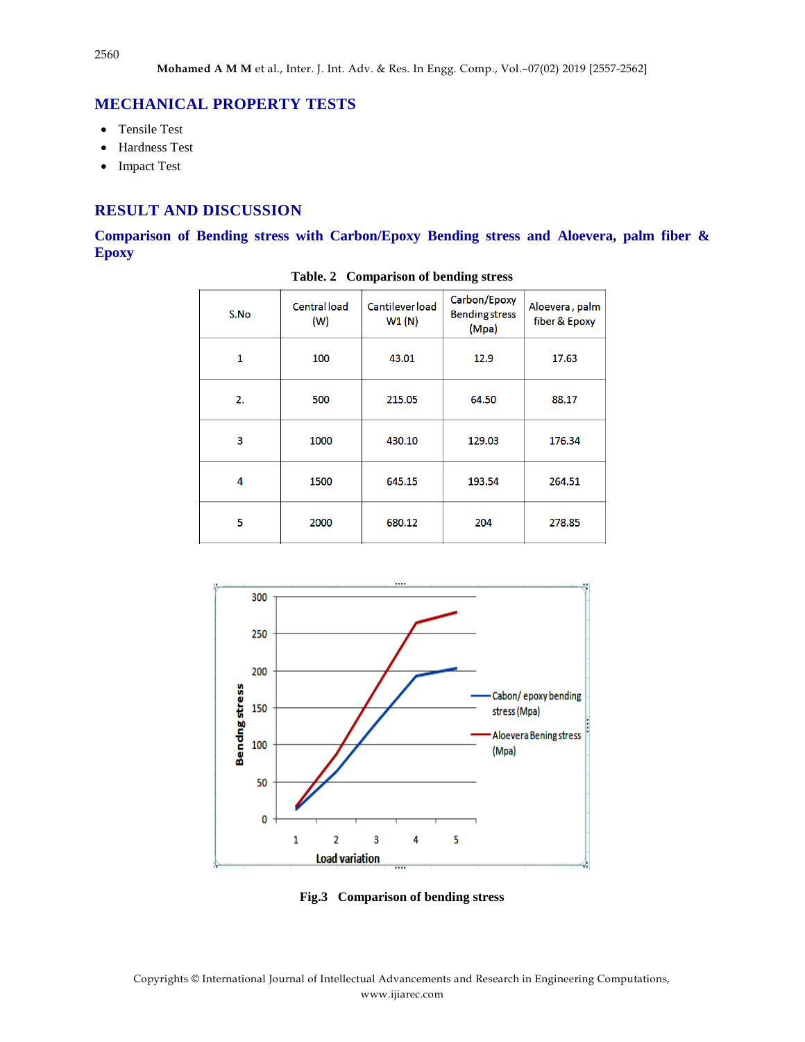## MECHANICAL PROPERTY TESTS

- Tensile Test
- Hardness Test
- Impact Test

## RESULT AND DISCUSSION

### Comparison of Bending stress with Carbon/Epoxy Bending stress and Aloevera, palm fiber & Epoxy

**Table. 2 Comparison of bending stress**

| S.No | Central load (W) | Cantilever load W1 (N) | Carbon/Epoxy Bending stress (Mpa) | Aloevera, palm fiber & Epoxy |
|---|---|---|---|---|
| 1 | 100 | 43.01 | 12.9 | 17.63 |
| 2. | 500 | 215.05 | 64.50 | 88.17 |
| 3 | 1000 | 430.10 | 129.03 | 176.34 |
| 4 | 1500 | 645.15 | 193.54 | 264.51 |
| 5 | 2000 | 680.12 | 204 | 278.85 |

**Fig.3 Comparison of bending stress**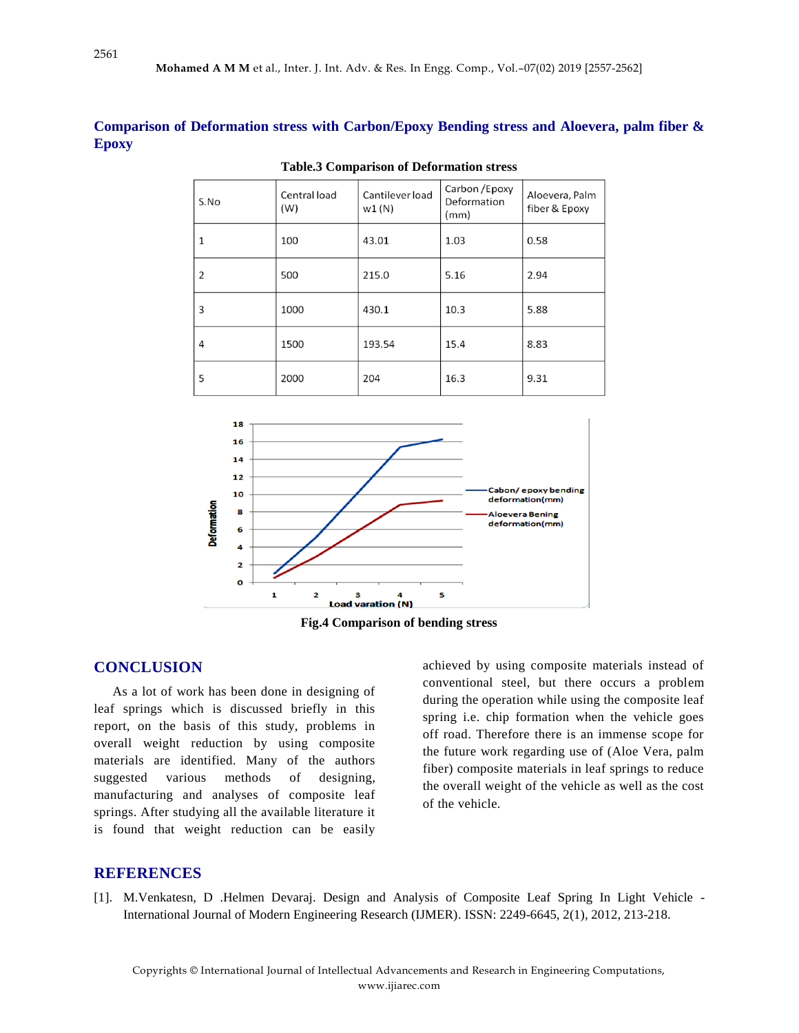## Comparison of Deformation stress with Carbon/Epoxy Bending stress and Aloevera, palm fiber & Epoxy

**Table.3 Comparison of Deformation stress**

| S.No | Central load (W) | Cantilever load w1 (N) | Carbon /Epoxy Deformation (mm) | Aloevera, Palm fiber & Epoxy |
|---|---|---|---|---|
| 1 | 100 | 43.01 | 1.03 | 0.58 |
| 2 | 500 | 215.0 | 5.16 | 2.94 |
| 3 | 1000 | 430.1 | 10.3 | 5.88 |
| 4 | 1500 | 193.54 | 15.4 | 8.83 |
| 5 | 2000 | 204 | 16.3 | 9.31 |

**Fig.4 Comparison of bending stress**

## CONCLUSION

As a lot of work has been done in designing of leaf springs which is discussed briefly in this report, on the basis of this study, problems in overall weight reduction by using composite materials are identified. Many of the authors suggested various methods of designing, manufacturing and analyses of composite leaf springs. After studying all the available literature it is found that weight reduction can be easily achieved by using composite materials instead of conventional steel, but there occurs a problem during the operation while using the composite leaf spring i.e. chip formation when the vehicle goes off road. Therefore there is an immense scope for the future work regarding use of (Aloe Vera, palm fiber) composite materials in leaf springs to reduce the overall weight of the vehicle as well as the cost of the vehicle.

## REFERENCES

[1]. M.Venkatesn, D .Helmen Devaraj. Design and Analysis of Composite Leaf Spring In Light Vehicle - International Journal of Modern Engineering Research (IJMER). ISSN: 2249-6645, 2(1), 2012, 213-218.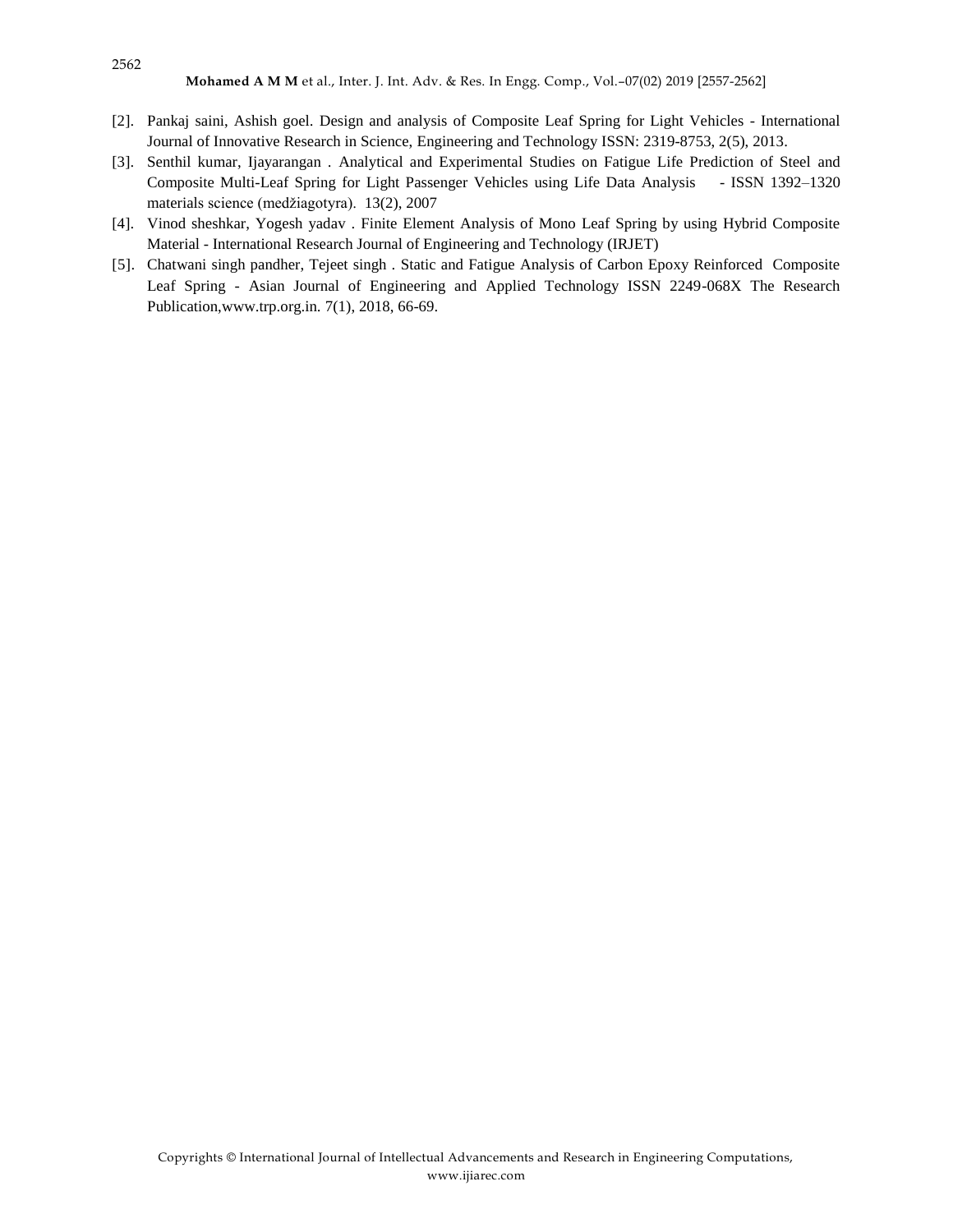[2]. Pankaj saini, Ashish goel. Design and analysis of Composite Leaf Spring for Light Vehicles - International Journal of Innovative Research in Science, Engineering and Technology ISSN: 2319-8753, 2(5), 2013.

[3]. Senthil kumar, Ijayarangan . Analytical and Experimental Studies on Fatigue Life Prediction of Steel and Composite Multi-Leaf Spring for Light Passenger Vehicles using Life Data Analysis - ISSN 1392–1320 materials science (medžiagotyra). 13(2), 2007

[4]. Vinod sheshkar, Yogesh yadav . Finite Element Analysis of Mono Leaf Spring by using Hybrid Composite Material - International Research Journal of Engineering and Technology (IRJET)

[5]. Chatwani singh pandher, Tejeet singh . Static and Fatigue Analysis of Carbon Epoxy Reinforced Composite Leaf Spring - Asian Journal of Engineering and Applied Technology ISSN 2249-068X The Research Publication,www.trp.org.in. 7(1), 2018, 66-69.